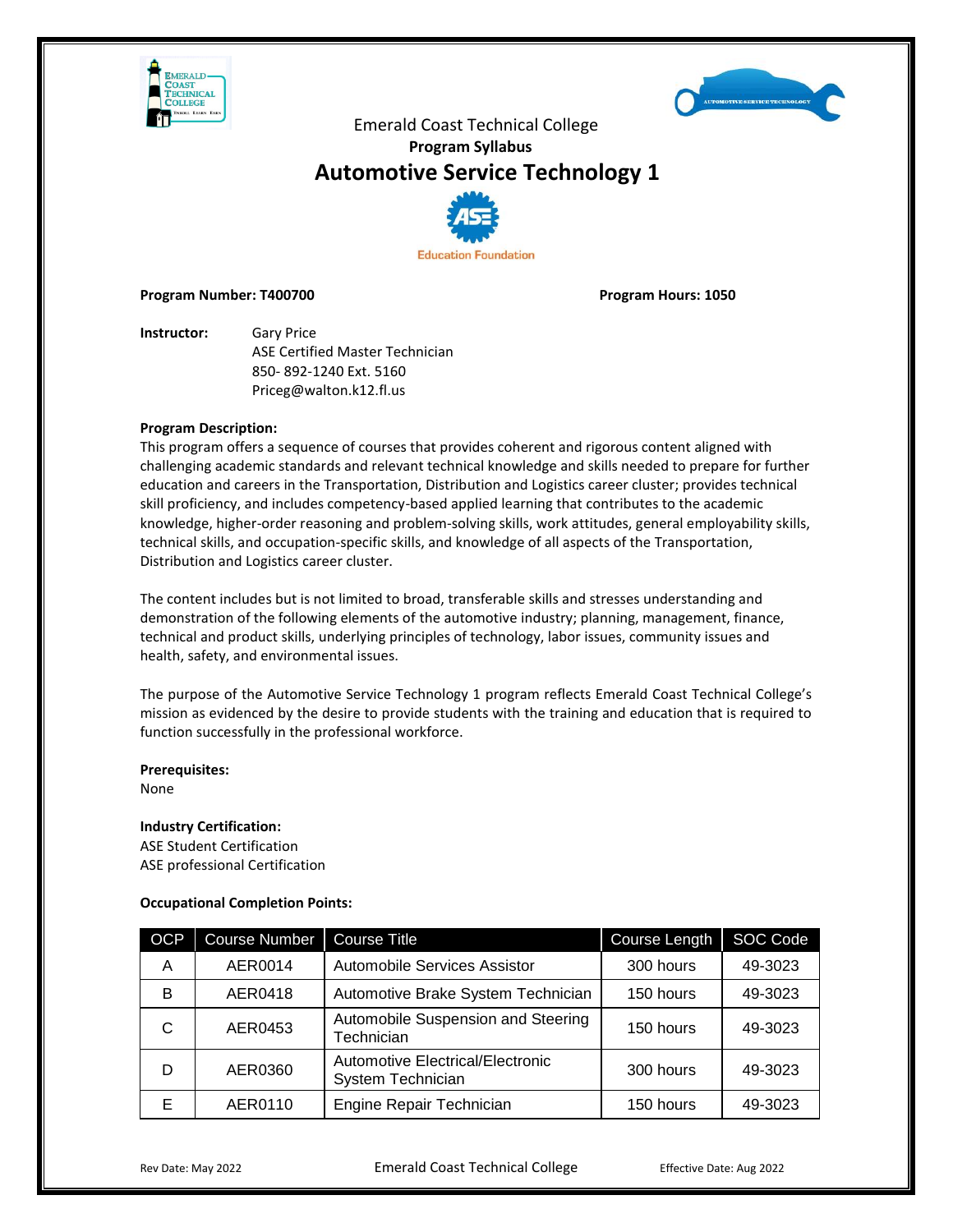Emerald Coast Technical College

**Program Syllabus**

# Automotive Service Technology 1

**Program Number: T400700** **Program Hours: 1050**

**Instructor:** Gary Price
ASE Certified Master Technician
850- 892-1240 Ext. 5160
Priceg@walton.k12.fl.us

**Program Description:**
This program offers a sequence of courses that provides coherent and rigorous content aligned with challenging academic standards and relevant technical knowledge and skills needed to prepare for further education and careers in the Transportation, Distribution and Logistics career cluster; provides technical skill proficiency, and includes competency-based applied learning that contributes to the academic knowledge, higher-order reasoning and problem-solving skills, work attitudes, general employability skills, technical skills, and occupation-specific skills, and knowledge of all aspects of the Transportation, Distribution and Logistics career cluster.

The content includes but is not limited to broad, transferable skills and stresses understanding and demonstration of the following elements of the automotive industry; planning, management, finance, technical and product skills, underlying principles of technology, labor issues, community issues and health, safety, and environmental issues.

The purpose of the Automotive Service Technology 1 program reflects Emerald Coast Technical College's mission as evidenced by the desire to provide students with the training and education that is required to function successfully in the professional workforce.

**Prerequisites:**
None

**Industry Certification:**
ASE Student Certification
ASE professional Certification

**Occupational Completion Points:**

| OCP | Course Number | Course Title | Course Length | SOC Code |
|---|---|---|---|---|
| A | AER0014 | Automobile Services Assistor | 300 hours | 49-3023 |
| B | AER0418 | Automotive Brake System Technician | 150 hours | 49-3023 |
| C | AER0453 | Automobile Suspension and Steering Technician | 150 hours | 49-3023 |
| D | AER0360 | Automotive Electrical/Electronic System Technician | 300 hours | 49-3023 |
| E | AER0110 | Engine Repair Technician | 150 hours | 49-3023 |

Rev Date: May 2022 Effective Date: Aug 2022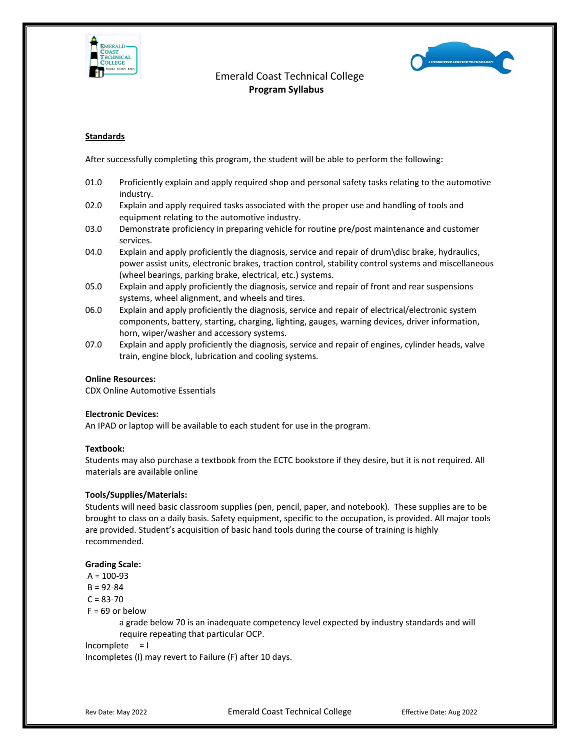Emerald Coast Technical College
**Program Syllabus**

**Standards**

After successfully completing this program, the student will be able to perform the following:

01.0 Proficiently explain and apply required shop and personal safety tasks relating to the automotive industry.

02.0 Explain and apply required tasks associated with the proper use and handling of tools and equipment relating to the automotive industry.

03.0 Demonstrate proficiency in preparing vehicle for routine pre/post maintenance and customer services.

04.0 Explain and apply proficiently the diagnosis, service and repair of drum\disc brake, hydraulics, power assist units, electronic brakes, traction control, stability control systems and miscellaneous (wheel bearings, parking brake, electrical, etc.) systems.

05.0 Explain and apply proficiently the diagnosis, service and repair of front and rear suspensions systems, wheel alignment, and wheels and tires.

06.0 Explain and apply proficiently the diagnosis, service and repair of electrical/electronic system components, battery, starting, charging, lighting, gauges, warning devices, driver information, horn, wiper/washer and accessory systems.

07.0 Explain and apply proficiently the diagnosis, service and repair of engines, cylinder heads, valve train, engine block, lubrication and cooling systems.

**Online Resources:**
CDX Online Automotive Essentials

**Electronic Devices:**
An IPAD or laptop will be available to each student for use in the program.

**Textbook:**
Students may also purchase a textbook from the ECTC bookstore if they desire, but it is not required. All materials are available online

**Tools/Supplies/Materials:**
Students will need basic classroom supplies (pen, pencil, paper, and notebook). These supplies are to be brought to class on a daily basis. Safety equipment, specific to the occupation, is provided. All major tools are provided. Student's acquisition of basic hand tools during the course of training is highly recommended.

**Grading Scale:**
A = 100-93
B = 92-84
C = 83-70
F = 69 or below
a grade below 70 is an inadequate competency level expected by industry standards and will require repeating that particular OCP.
Incomplete = I
Incompletes (I) may revert to Failure (F) after 10 days.

Rev Date: May 2022 Effective Date: Aug 2022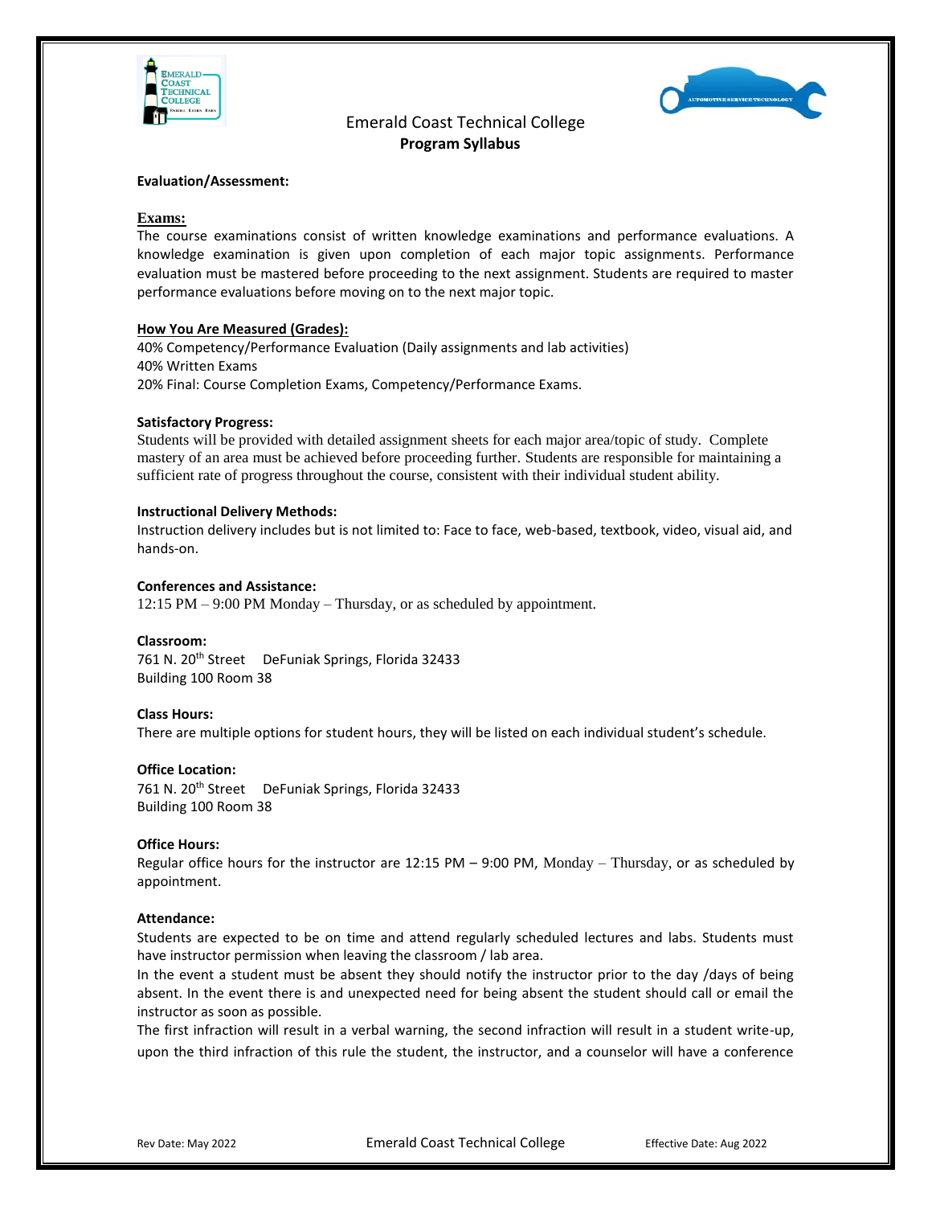Emerald Coast Technical College
**Program Syllabus**

**Evaluation/Assessment:**

**Exams:**

The course examinations consist of written knowledge examinations and performance evaluations. A knowledge examination is given upon completion of each major topic assignments. Performance evaluation must be mastered before proceeding to the next assignment. Students are required to master performance evaluations before moving on to the next major topic.

**How You Are Measured (Grades):**

40% Competency/Performance Evaluation (Daily assignments and lab activities)
40% Written Exams
20% Final: Course Completion Exams, Competency/Performance Exams.

**Satisfactory Progress:**

Students will be provided with detailed assignment sheets for each major area/topic of study. Complete mastery of an area must be achieved before proceeding further. Students are responsible for maintaining a sufficient rate of progress throughout the course, consistent with their individual student ability.

**Instructional Delivery Methods:**

Instruction delivery includes but is not limited to: Face to face, web-based, textbook, video, visual aid, and hands-on.

**Conferences and Assistance:**

12:15 PM – 9:00 PM Monday – Thursday, or as scheduled by appointment.

**Classroom:**

761 N. 20th Street DeFuniak Springs, Florida 32433
Building 100 Room 38

**Class Hours:**

There are multiple options for student hours, they will be listed on each individual student's schedule.

**Office Location:**

761 N. 20th Street DeFuniak Springs, Florida 32433
Building 100 Room 38

**Office Hours:**

Regular office hours for the instructor are 12:15 PM – 9:00 PM, Monday – Thursday, or as scheduled by appointment.

**Attendance:**

Students are expected to be on time and attend regularly scheduled lectures and labs. Students must have instructor permission when leaving the classroom / lab area.

In the event a student must be absent they should notify the instructor prior to the day /days of being absent. In the event there is and unexpected need for being absent the student should call or email the instructor as soon as possible.

The first infraction will result in a verbal warning, the second infraction will result in a student write-up, upon the third infraction of this rule the student, the instructor, and a counselor will have a conference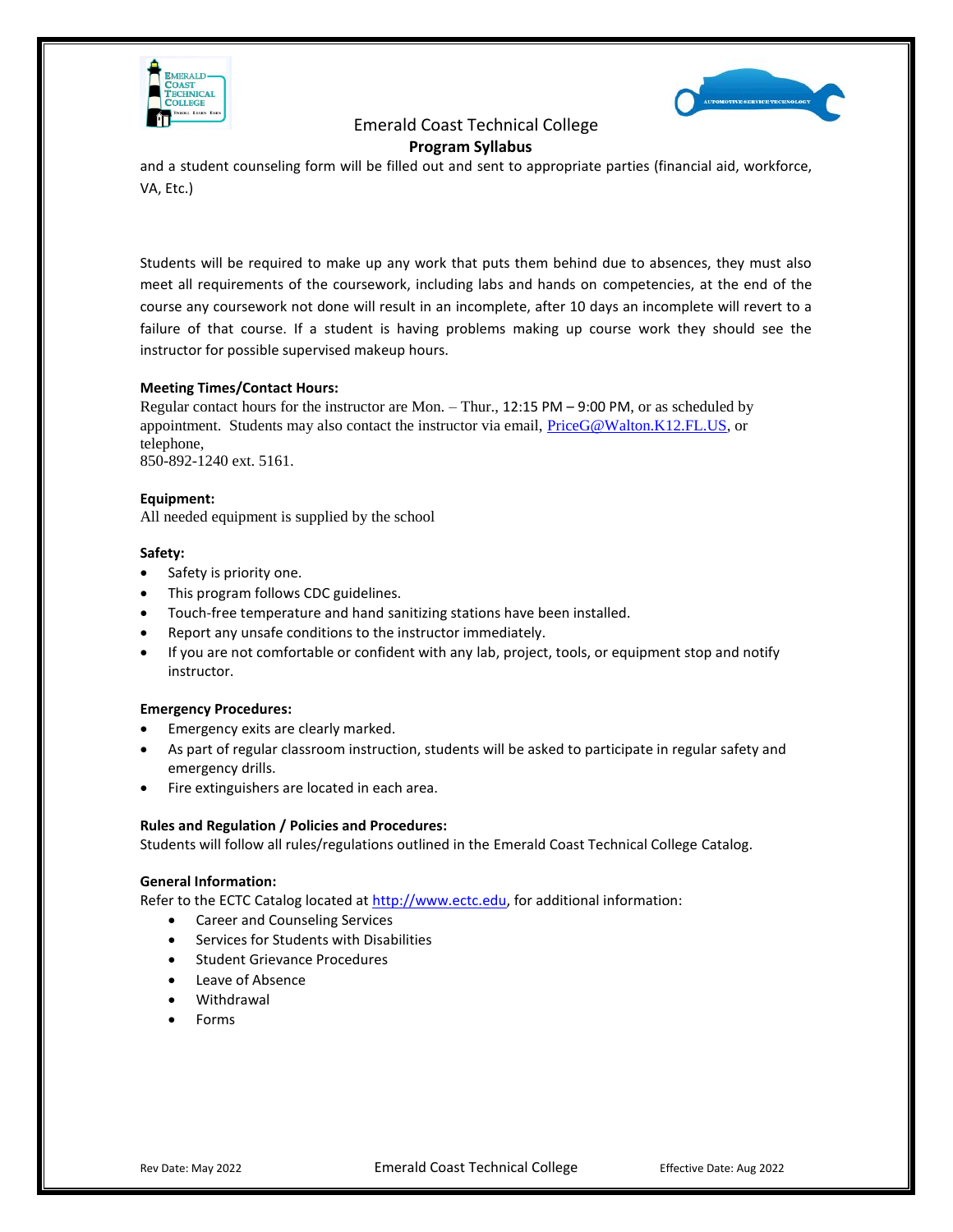and a student counseling form will be filled out and sent to appropriate parties (financial aid, workforce, VA, Etc.)

Students will be required to make up any work that puts them behind due to absences, they must also meet all requirements of the coursework, including labs and hands on competencies, at the end of the course any coursework not done will result in an incomplete, after 10 days an incomplete will revert to a failure of that course. If a student is having problems making up course work they should see the instructor for possible supervised makeup hours.

**Meeting Times/Contact Hours:**

Regular contact hours for the instructor are Mon. – Thur., 12:15 PM – 9:00 PM, or as scheduled by appointment. Students may also contact the instructor via email, PriceG@Walton.K12.FL.US, or telephone,
850-892-1240 ext. 5161.

**Equipment:**

All needed equipment is supplied by the school

**Safety:**

- Safety is priority one.
- This program follows CDC guidelines.
- Touch-free temperature and hand sanitizing stations have been installed.
- Report any unsafe conditions to the instructor immediately.
- If you are not comfortable or confident with any lab, project, tools, or equipment stop and notify instructor.

**Emergency Procedures:**

- Emergency exits are clearly marked.
- As part of regular classroom instruction, students will be asked to participate in regular safety and emergency drills.
- Fire extinguishers are located in each area.

**Rules and Regulation / Policies and Procedures:**

Students will follow all rules/regulations outlined in the Emerald Coast Technical College Catalog.

**General Information:**

Refer to the ECTC Catalog located at http://www.ectc.edu, for additional information:

- Career and Counseling Services
- Services for Students with Disabilities
- Student Grievance Procedures
- Leave of Absence
- Withdrawal
- Forms